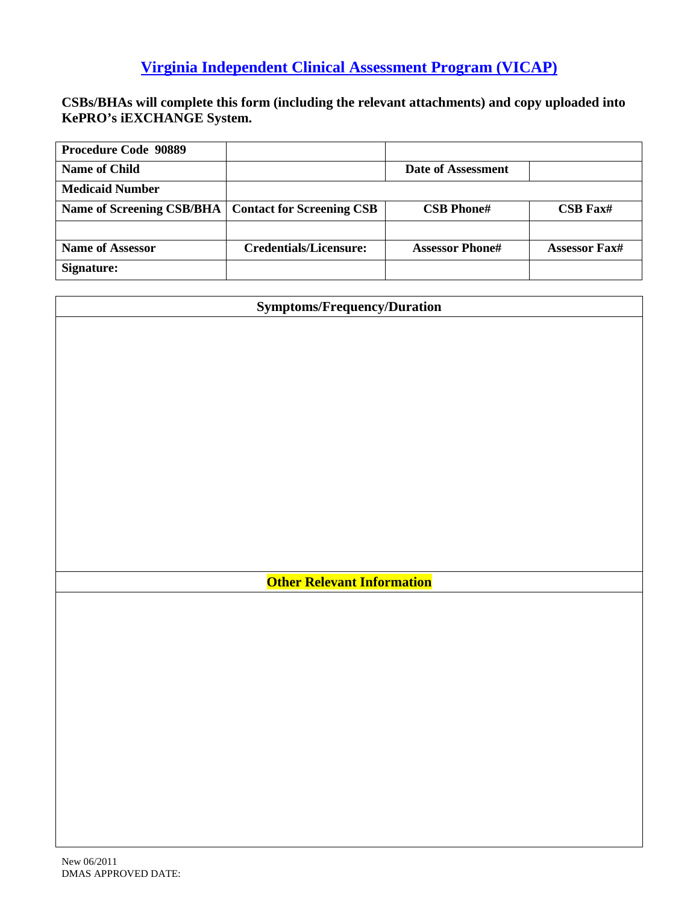# [Virginia Independent Clinical Assessment Program (VICAP)]

**CSBs/BHAs will complete this form (including the relevant attachments) and copy uploaded into KePRO's iEXCHANGE System.**

| **Procedure Code 90889** | | | |
|---|---|---|---|
| **Name of Child** | | **Date of Assessment** | |
| **Medicaid Number** | | | |
| **Name of Screening CSB/BHA** | **Contact for Screening CSB** | **CSB Phone#** | **CSB Fax#** |
| | | | |
| **Name of Assessor** | **Credentials/Licensure:** | **Assessor Phone#** | **Assessor Fax#** |
| **Signature:** | | | |

| **Symptoms/Frequency/Duration** |
|---|
| |
| **Other Relevant Information** |
| |

New 06/2011
DMAS APPROVED DATE: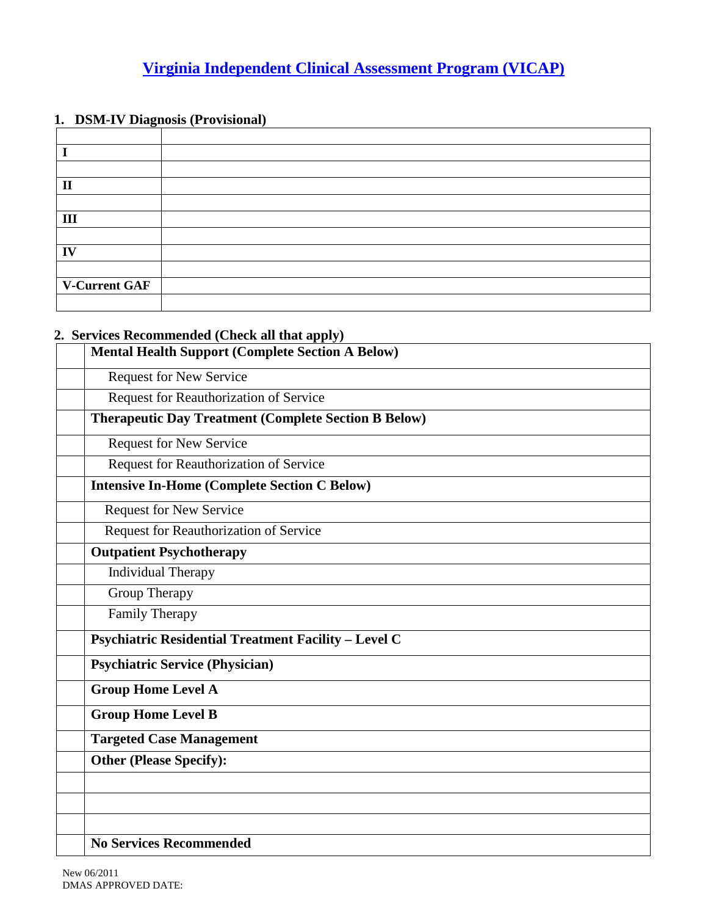# Virginia Independent Clinical Assessment Program (VICAP)

## 1. DSM-IV Diagnosis (Provisional)

| | |
|---|---|
| | |
| **I** | |
| | |
| **II** | |
| | |
| **III** | |
| | |
| **IV** | |
| | |
| **V-Current GAF** | |
| | |

## 2. Services Recommended (Check all that apply)

| | |
|---|---|
| | **Mental Health Support (Complete Section A Below)** |
| | Request for New Service |
| | Request for Reauthorization of Service |
| | **Therapeutic Day Treatment (Complete Section B Below)** |
| | Request for New Service |
| | Request for Reauthorization of Service |
| | **Intensive In-Home (Complete Section C Below)** |
| | Request for New Service |
| | Request for Reauthorization of Service |
| | **Outpatient Psychotherapy** |
| | Individual Therapy |
| | Group Therapy |
| | Family Therapy |
| | **Psychiatric Residential Treatment Facility – Level C** |
| | **Psychiatric Service (Physician)** |
| | **Group Home Level A** |
| | **Group Home Level B** |
| | **Targeted Case Management** |
| | **Other (Please Specify):** |
| | |
| | |
| | |
| | **No Services Recommended** |

New 06/2011
DMAS APPROVED DATE: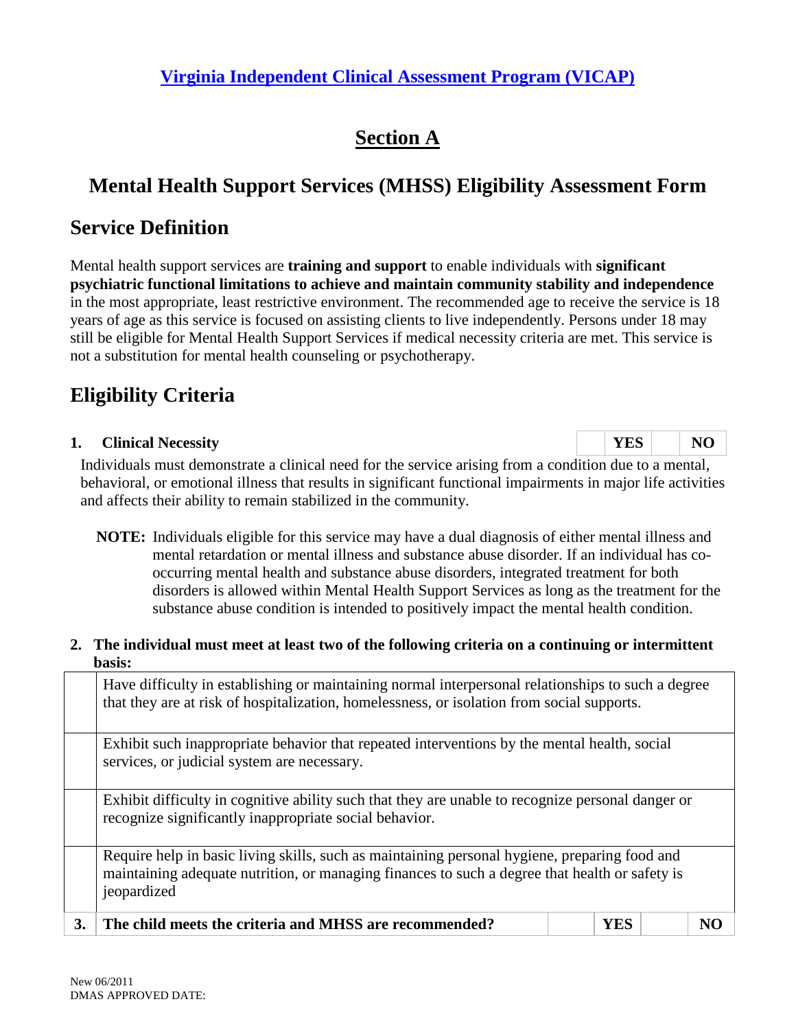## Virginia Independent Clinical Assessment Program (VICAP)

# Section A

## Mental Health Support Services (MHSS) Eligibility Assessment Form

## Service Definition

Mental health support services are **training and support** to enable individuals with **significant psychiatric functional limitations to achieve and maintain community stability and independence** in the most appropriate, least restrictive environment. The recommended age to receive the service is 18 years of age as this service is focused on assisting clients to live independently. Persons under 18 may still be eligible for Mental Health Support Services if medical necessity criteria are met. This service is not a substitution for mental health counseling or psychotherapy.

## Eligibility Criteria

**1. Clinical Necessity** | | **YES** | | **NO** |

Individuals must demonstrate a clinical need for the service arising from a condition due to a mental, behavioral, or emotional illness that results in significant functional impairments in major life activities and affects their ability to remain stabilized in the community.

**NOTE:** Individuals eligible for this service may have a dual diagnosis of either mental illness and mental retardation or mental illness and substance abuse disorder. If an individual has co-occurring mental health and substance abuse disorders, integrated treatment for both disorders is allowed within Mental Health Support Services as long as the treatment for the substance abuse condition is intended to positively impact the mental health condition.

**2. The individual must meet at least two of the following criteria on a continuing or intermittent basis:**

| | | | | | |
|---|---|---|---|---|---|
| | Have difficulty in establishing or maintaining normal interpersonal relationships to such a degree that they are at risk of hospitalization, homelessness, or isolation from social supports. | | | | |
| | Exhibit such inappropriate behavior that repeated interventions by the mental health, social services, or judicial system are necessary. | | | | |
| | Exhibit difficulty in cognitive ability such that they are unable to recognize personal danger or recognize significantly inappropriate social behavior. | | | | |
| | Require help in basic living skills, such as maintaining personal hygiene, preparing food and maintaining adequate nutrition, or managing finances to such a degree that health or safety is jeopardized | | | | |
| **3.** | **The child meets the criteria and MHSS are recommended?** | | **YES** | | **NO** |

New 06/2011
DMAS APPROVED DATE: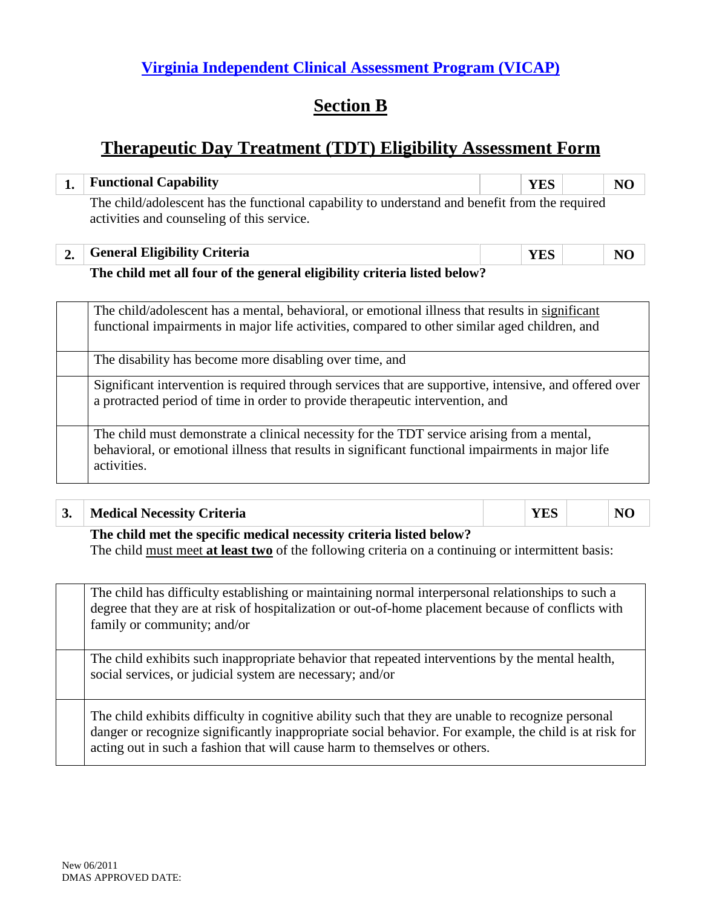## Virginia Independent Clinical Assessment Program (VICAP)

# Section B

## Therapeutic Day Treatment (TDT) Eligibility Assessment Form

| 1. | **Functional Capability** | | **YES** | | **NO** |
|---|---|---|---|---|---|

The child/adolescent has the functional capability to understand and benefit from the required activities and counseling of this service.

| 2. | **General Eligibility Criteria** | | **YES** | | **NO** |
|---|---|---|---|---|---|

**The child met all four of the general eligibility criteria listed below?**

| | |
|---|---|
| | The child/adolescent has a mental, behavioral, or emotional illness that results in significant functional impairments in major life activities, compared to other similar aged children, and |
| | The disability has become more disabling over time, and |
| | Significant intervention is required through services that are supportive, intensive, and offered over a protracted period of time in order to provide therapeutic intervention, and |
| | The child must demonstrate a clinical necessity for the TDT service arising from a mental, behavioral, or emotional illness that results in significant functional impairments in major life activities. |

| 3. | **Medical Necessity Criteria** | | **YES** | | **NO** |
|---|---|---|---|---|---|

**The child met the specific medical necessity criteria listed below?**
The child must meet **at least two** of the following criteria on a continuing or intermittent basis:

| | |
|---|---|
| | The child has difficulty establishing or maintaining normal interpersonal relationships to such a degree that they are at risk of hospitalization or out-of-home placement because of conflicts with family or community; and/or |
| | The child exhibits such inappropriate behavior that repeated interventions by the mental health, social services, or judicial system are necessary; and/or |
| | The child exhibits difficulty in cognitive ability such that they are unable to recognize personal danger or recognize significantly inappropriate social behavior. For example, the child is at risk for acting out in such a fashion that will cause harm to themselves or others. |

New 06/2011
DMAS APPROVED DATE: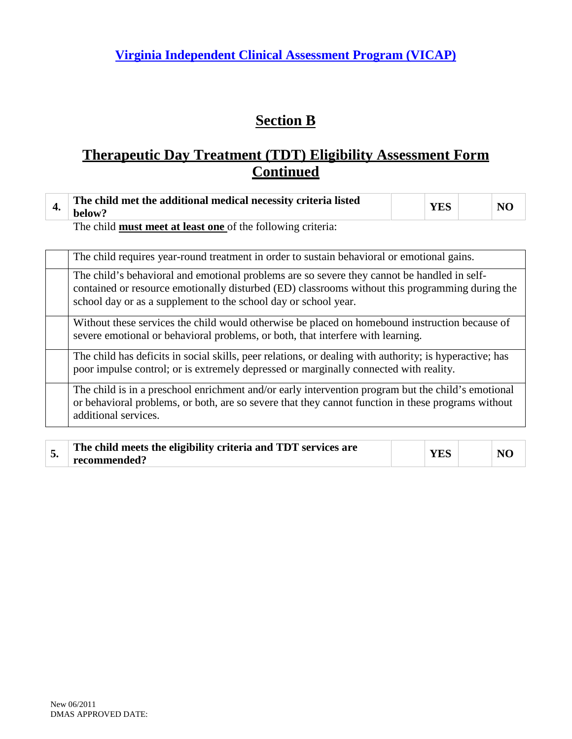**Virginia Independent Clinical Assessment Program (VICAP)**

# Section B

# Therapeutic Day Treatment (TDT) Eligibility Assessment Form Continued

| 4. | **The child met the additional medical necessity criteria listed below?** | | **YES** | | **NO** |
|---|---|---|---|---|---|

The child **must meet at least one** of the following criteria:

| | |
|---|---|
| | The child requires year-round treatment in order to sustain behavioral or emotional gains. |
| | The child's behavioral and emotional problems are so severe they cannot be handled in self-contained or resource emotionally disturbed (ED) classrooms without this programming during the school day or as a supplement to the school day or school year. |
| | Without these services the child would otherwise be placed on homebound instruction because of severe emotional or behavioral problems, or both, that interfere with learning. |
| | The child has deficits in social skills, peer relations, or dealing with authority; is hyperactive; has poor impulse control; or is extremely depressed or marginally connected with reality. |
| | The child is in a preschool enrichment and/or early intervention program but the child's emotional or behavioral problems, or both, are so severe that they cannot function in these programs without additional services. |

| 5. | **The child meets the eligibility criteria and TDT services are recommended?** | | **YES** | | **NO** |
|---|---|---|---|---|---|

New 06/2011
DMAS APPROVED DATE: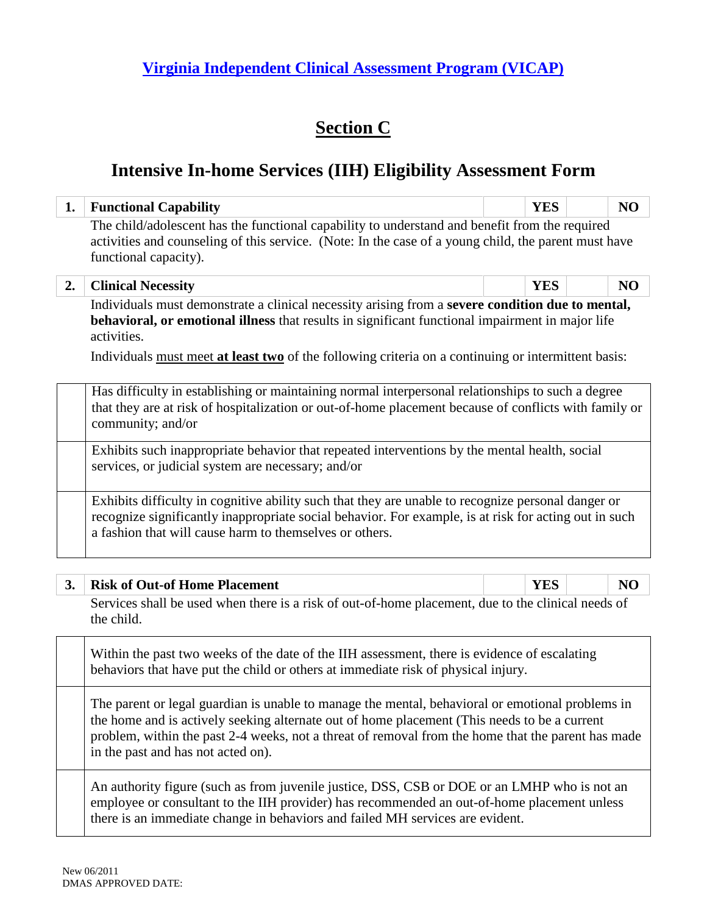## Virginia Independent Clinical Assessment Program (VICAP)

# Section C

## Intensive In-home Services (IIH) Eligibility Assessment Form

| 1. | **Functional Capability** | | **YES** | | **NO** |
|---|---|---|---|---|---|

The child/adolescent has the functional capability to understand and benefit from the required activities and counseling of this service. (Note: In the case of a young child, the parent must have functional capacity).

| 2. | **Clinical Necessity** | | **YES** | | **NO** |
|---|---|---|---|---|---|

Individuals must demonstrate a clinical necessity arising from a **severe condition due to mental, behavioral, or emotional illness** that results in significant functional impairment in major life activities.

Individuals must meet **at least two** of the following criteria on a continuing or intermittent basis:

| | |
|---|---|
| | Has difficulty in establishing or maintaining normal interpersonal relationships to such a degree that they are at risk of hospitalization or out-of-home placement because of conflicts with family or community; and/or |
| | Exhibits such inappropriate behavior that repeated interventions by the mental health, social services, or judicial system are necessary; and/or |
| | Exhibits difficulty in cognitive ability such that they are unable to recognize personal danger or recognize significantly inappropriate social behavior. For example, is at risk for acting out in such a fashion that will cause harm to themselves or others. |

| 3. | **Risk of Out-of Home Placement** | | **YES** | | **NO** |
|---|---|---|---|---|---|

Services shall be used when there is a risk of out-of-home placement, due to the clinical needs of the child.

| | |
|---|---|
| | Within the past two weeks of the date of the IIH assessment, there is evidence of escalating behaviors that have put the child or others at immediate risk of physical injury. |
| | The parent or legal guardian is unable to manage the mental, behavioral or emotional problems in the home and is actively seeking alternate out of home placement (This needs to be a current problem, within the past 2-4 weeks, not a threat of removal from the home that the parent has made in the past and has not acted on). |
| | An authority figure (such as from juvenile justice, DSS, CSB or DOE or an LMHP who is not an employee or consultant to the IIH provider) has recommended an out-of-home placement unless there is an immediate change in behaviors and failed MH services are evident. |

New 06/2011
DMAS APPROVED DATE: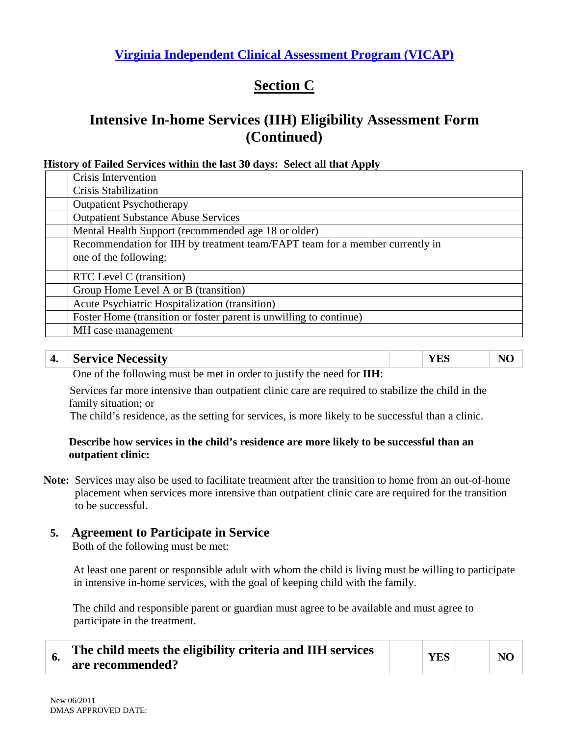**Virginia Independent Clinical Assessment Program (VICAP)**

# Section C

## Intensive In-home Services (IIH) Eligibility Assessment Form (Continued)

**History of Failed Services within the last 30 days: Select all that Apply**

| | |
|---|---|
| | Crisis Intervention |
| | Crisis Stabilization |
| | Outpatient Psychotherapy |
| | Outpatient Substance Abuse Services |
| | Mental Health Support (recommended age 18 or older) |
| | Recommendation for IIH by treatment team/FAPT team for a member currently in one of the following: |
| | RTC Level C (transition) |
| | Group Home Level A or B (transition) |
| | Acute Psychiatric Hospitalization (transition) |
| | Foster Home (transition or foster parent is unwilling to continue) |
| | MH case management |

| | | | | | |
|---|---|---|---|---|---|
| **4.** | **Service Necessity** | | **YES** | | **NO** |

One of the following must be met in order to justify the need for **IIH**:

Services far more intensive than outpatient clinic care are required to stabilize the child in the family situation; or

The child's residence, as the setting for services, is more likely to be successful than a clinic.

**Describe how services in the child's residence are more likely to be successful than an outpatient clinic:**

**Note:** Services may also be used to facilitate treatment after the transition to home from an out-of-home placement when services more intensive than outpatient clinic care are required for the transition to be successful.

### 5. Agreement to Participate in Service

Both of the following must be met:

At least one parent or responsible adult with whom the child is living must be willing to participate in intensive in-home services, with the goal of keeping child with the family.

The child and responsible parent or guardian must agree to be available and must agree to participate in the treatment.

| | | | | | |
|---|---|---|---|---|---|
| **6.** | **The child meets the eligibility criteria and IIH services are recommended?** | | **YES** | | **NO** |

New 06/2011
DMAS APPROVED DATE: